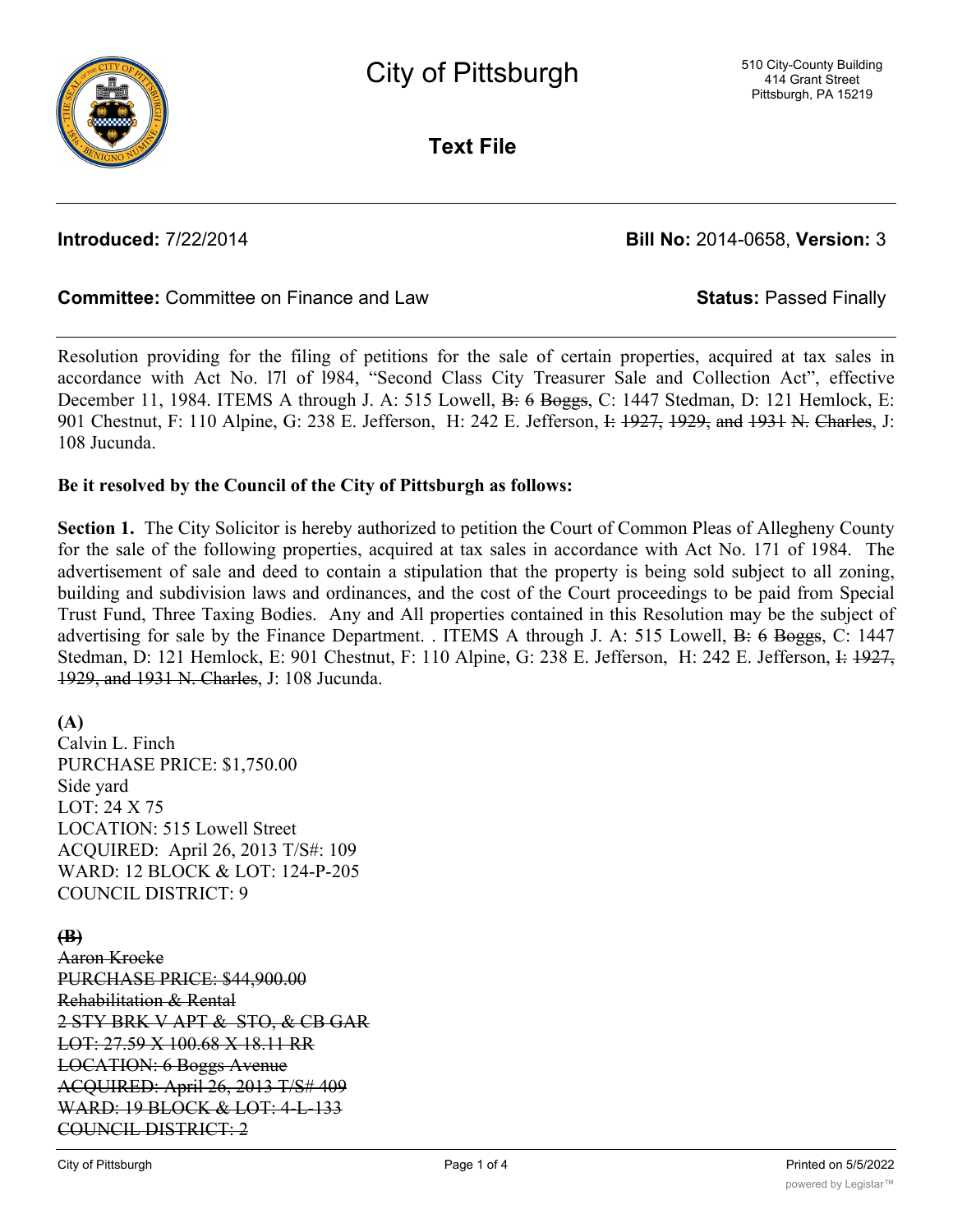# City of Pittsburgh

510 City-County Building
414 Grant Street
Pittsburgh, PA 15219

## Text File

**Introduced:** 7/22/2014 **Bill No:** 2014-0658, **Version:** 3

**Committee:** Committee on Finance and Law **Status:** Passed Finally

Resolution providing for the filing of petitions for the sale of certain properties, acquired at tax sales in accordance with Act No. l7l of l984, "Second Class City Treasurer Sale and Collection Act", effective December 11, 1984. ITEMS A through J. A: 515 Lowell, ~~B: 6 Boggs~~, C: 1447 Stedman, D: 121 Hemlock, E: 901 Chestnut, F: 110 Alpine, G: 238 E. Jefferson, H: 242 E. Jefferson, ~~I: 1927, 1929, and 1931 N. Charles~~, J: 108 Jucunda.

**Be it resolved by the Council of the City of Pittsburgh as follows:**

**Section 1.** The City Solicitor is hereby authorized to petition the Court of Common Pleas of Allegheny County for the sale of the following properties, acquired at tax sales in accordance with Act No. 171 of 1984. The advertisement of sale and deed to contain a stipulation that the property is being sold subject to all zoning, building and subdivision laws and ordinances, and the cost of the Court proceedings to be paid from Special Trust Fund, Three Taxing Bodies. Any and All properties contained in this Resolution may be the subject of advertising for sale by the Finance Department. . ITEMS A through J. A: 515 Lowell, ~~B: 6 Boggs~~, C: 1447 Stedman, D: 121 Hemlock, E: 901 Chestnut, F: 110 Alpine, G: 238 E. Jefferson, H: 242 E. Jefferson, ~~I: 1927, 1929, and 1931 N. Charles~~, J: 108 Jucunda.

**(A)**
Calvin L. Finch
PURCHASE PRICE: $1,750.00
Side yard
LOT: 24 X 75
LOCATION: 515 Lowell Street
ACQUIRED: April 26, 2013 T/S#: 109
WARD: 12 BLOCK & LOT: 124-P-205
COUNCIL DISTRICT: 9

~~**(B)**~~
~~Aaron Krocke~~
~~PURCHASE PRICE: $44,900.00~~
~~Rehabilitation & Rental~~
~~2 STY BRK V APT & STO, & CB GAR~~
~~LOT: 27.59 X 100.68 X 18.11 RR~~
~~LOCATION: 6 Boggs Avenue~~
~~ACQUIRED: April 26, 2013 T/S# 409~~
~~WARD: 19 BLOCK & LOT: 4-L-133~~
~~COUNCIL DISTRICT: 2~~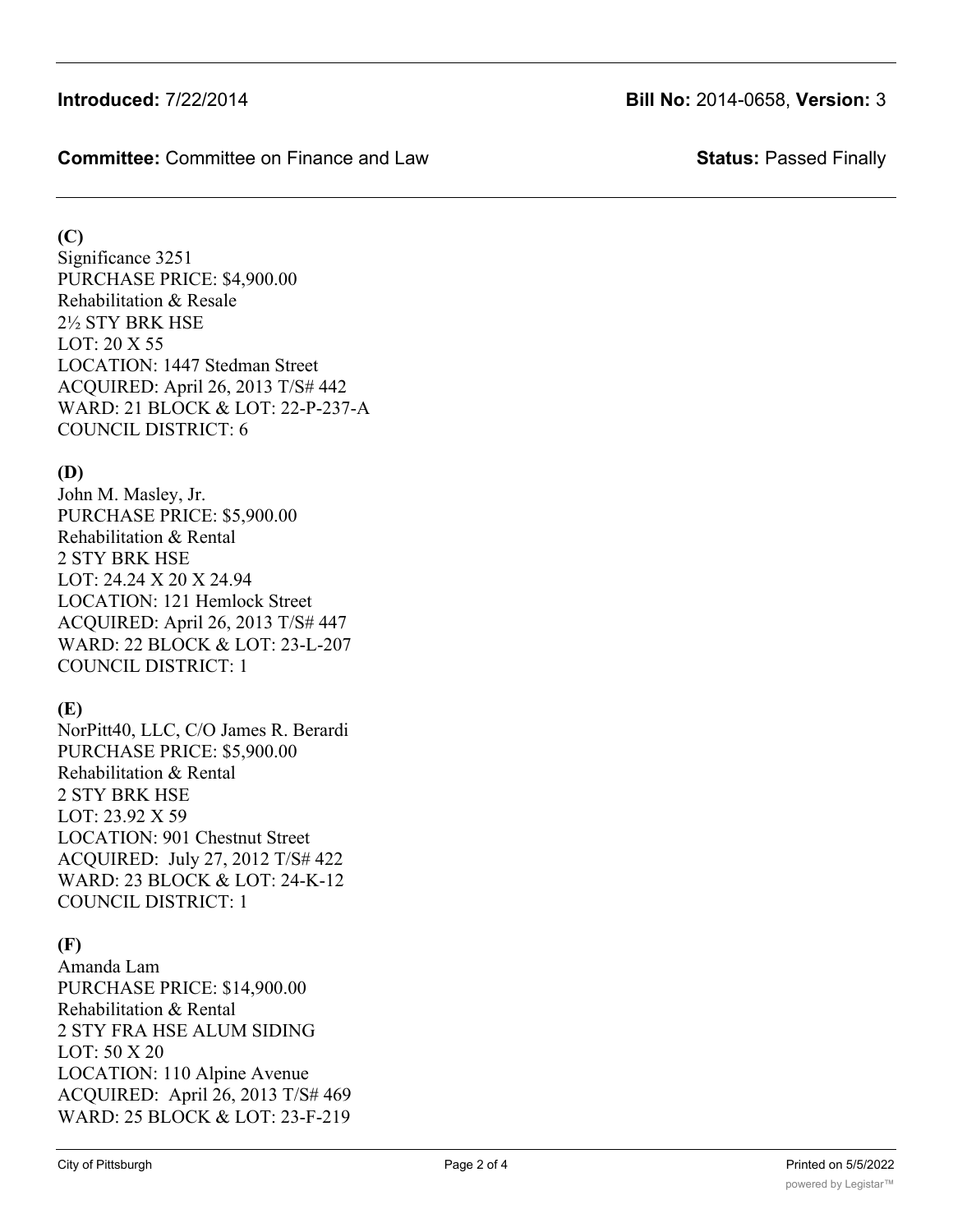**(C)**
Significance 3251
PURCHASE PRICE: $4,900.00
Rehabilitation & Resale
2½ STY BRK HSE
LOT: 20 X 55
LOCATION: 1447 Stedman Street
ACQUIRED: April 26, 2013 T/S# 442
WARD: 21 BLOCK & LOT: 22-P-237-A
COUNCIL DISTRICT: 6

**(D)**
John M. Masley, Jr.
PURCHASE PRICE: $5,900.00
Rehabilitation & Rental
2 STY BRK HSE
LOT: 24.24 X 20 X 24.94
LOCATION: 121 Hemlock Street
ACQUIRED: April 26, 2013 T/S# 447
WARD: 22 BLOCK & LOT: 23-L-207
COUNCIL DISTRICT: 1

**(E)**
NorPitt40, LLC, C/O James R. Berardi
PURCHASE PRICE: $5,900.00
Rehabilitation & Rental
2 STY BRK HSE
LOT: 23.92 X 59
LOCATION: 901 Chestnut Street
ACQUIRED: July 27, 2012 T/S# 422
WARD: 23 BLOCK & LOT: 24-K-12
COUNCIL DISTRICT: 1

**(F)**
Amanda Lam
PURCHASE PRICE: $14,900.00
Rehabilitation & Rental
2 STY FRA HSE ALUM SIDING
LOT: 50 X 20
LOCATION: 110 Alpine Avenue
ACQUIRED: April 26, 2013 T/S# 469
WARD: 25 BLOCK & LOT: 23-F-219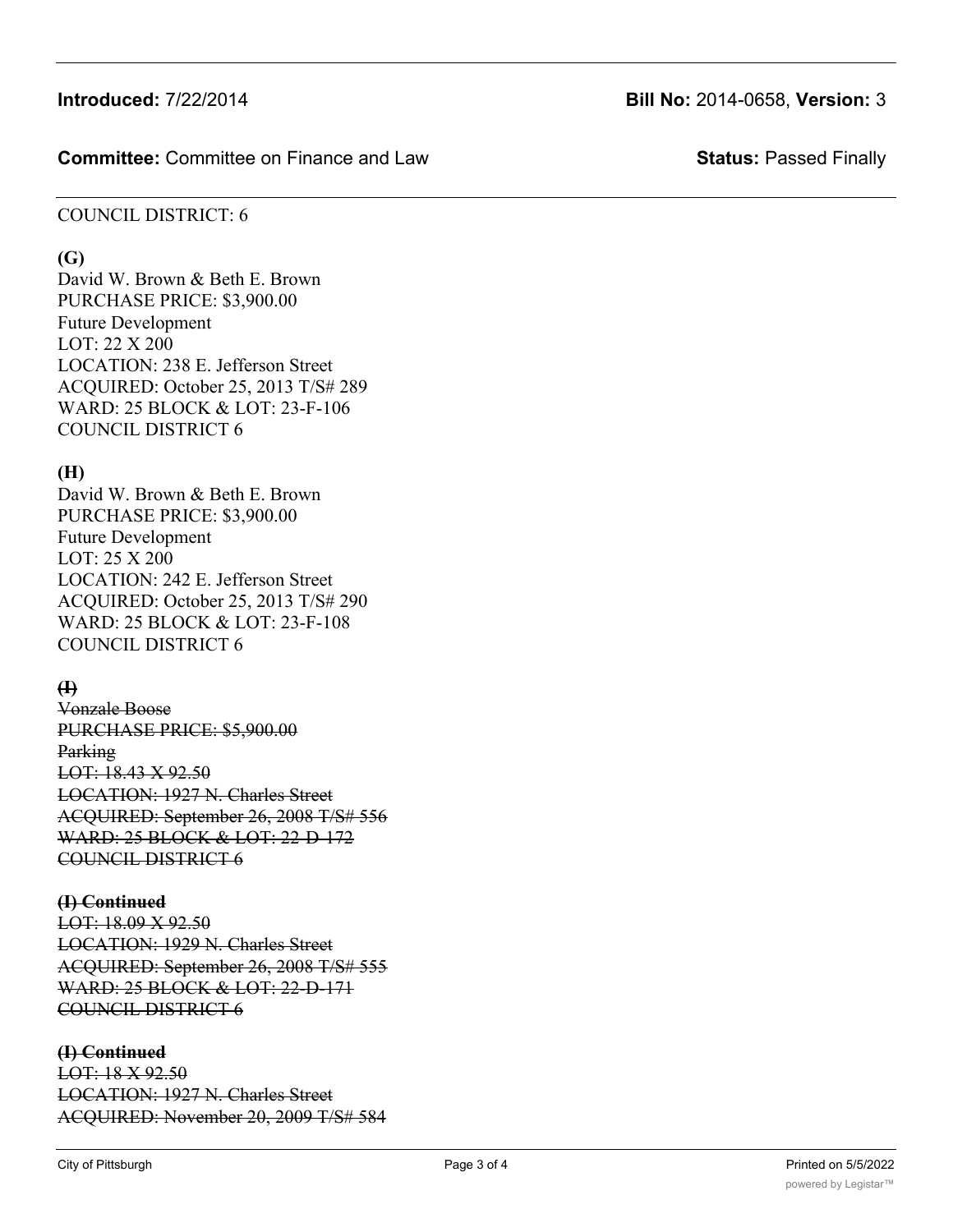COUNCIL DISTRICT: 6

**(G)**
David W. Brown & Beth E. Brown
PURCHASE PRICE: $3,900.00
Future Development
LOT: 22 X 200
LOCATION: 238 E. Jefferson Street
ACQUIRED: October 25, 2013 T/S# 289
WARD: 25 BLOCK & LOT: 23-F-106
COUNCIL DISTRICT 6

**(H)**
David W. Brown & Beth E. Brown
PURCHASE PRICE: $3,900.00
Future Development
LOT: 25 X 200
LOCATION: 242 E. Jefferson Street
ACQUIRED: October 25, 2013 T/S# 290
WARD: 25 BLOCK & LOT: 23-F-108
COUNCIL DISTRICT 6

~~**(I)**~~
~~Vonzale Boose~~
~~PURCHASE PRICE: $5,900.00~~
~~Parking~~
~~LOT: 18.43 X 92.50~~
~~LOCATION: 1927 N. Charles Street~~
~~ACQUIRED: September 26, 2008 T/S# 556~~
~~WARD: 25 BLOCK & LOT: 22-D-172~~
~~COUNCIL DISTRICT 6~~

~~**(I) Continued**~~
~~LOT: 18.09 X 92.50~~
~~LOCATION: 1929 N. Charles Street~~
~~ACQUIRED: September 26, 2008 T/S# 555~~
~~WARD: 25 BLOCK & LOT: 22-D-171~~
~~COUNCIL DISTRICT 6~~

~~**(I) Continued**~~
~~LOT: 18 X 92.50~~
~~LOCATION: 1927 N. Charles Street~~
~~ACQUIRED: November 20, 2009 T/S# 584~~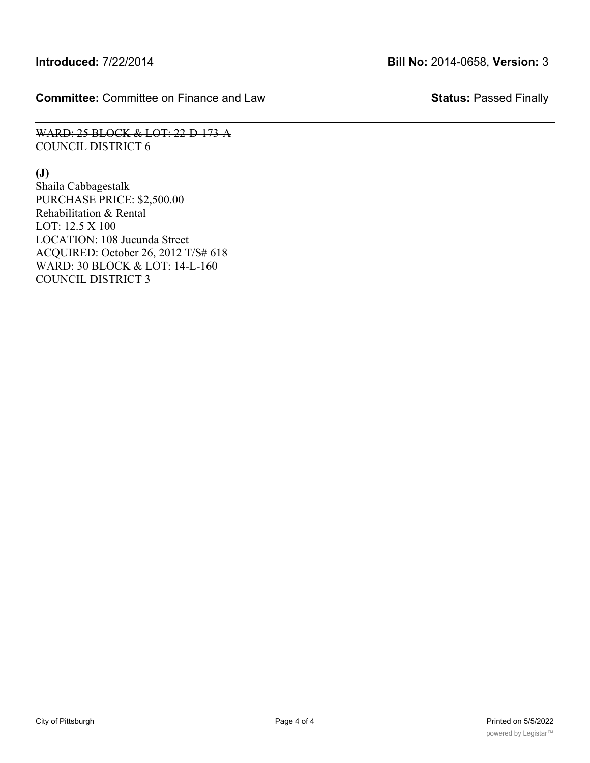**Introduced:** 7/22/2014 **Bill No:** 2014-0658, **Version:** 3

**Committee:** Committee on Finance and Law **Status:** Passed Finally

~~WARD: 25 BLOCK & LOT: 22-D-173-A~~
~~COUNCIL DISTRICT 6~~

**(J)**
Shaila Cabbagestalk
PURCHASE PRICE: $2,500.00
Rehabilitation & Rental
LOT: 12.5 X 100
LOCATION: 108 Jucunda Street
ACQUIRED: October 26, 2012 T/S# 618
WARD: 30 BLOCK & LOT: 14-L-160
COUNCIL DISTRICT 3